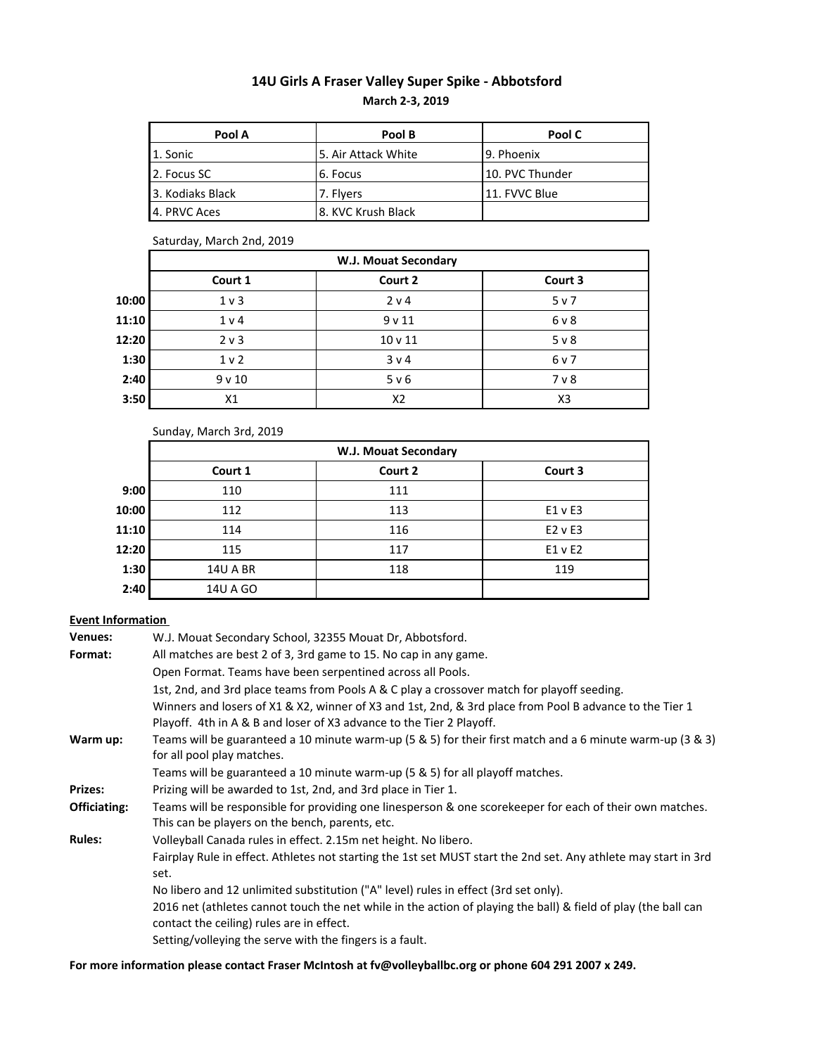# 14U Girls A Fraser Valley Super Spike - Abbotsford

**March 2-3, 2019**

| Pool A | Pool B | Pool C |
|---|---|---|
| 1. Sonic | 5. Air Attack White | 9. Phoenix |
| 2. Focus SC | 6. Focus | 10. PVC Thunder |
| 3. Kodiaks Black | 7. Flyers | 11. FVVC Blue |
| 4. PRVC Aces | 8. KVC Krush Black | |

Saturday, March 2nd, 2019

| | W.J. Mouat Secondary | | |
|---|---|---|---|
| | **Court 1** | **Court 2** | **Court 3** |
| **10:00** | 1 v 3 | 2 v 4 | 5 v 7 |
| **11:10** | 1 v 4 | 9 v 11 | 6 v 8 |
| **12:20** | 2 v 3 | 10 v 11 | 5 v 8 |
| **1:30** | 1 v 2 | 3 v 4 | 6 v 7 |
| **2:40** | 9 v 10 | 5 v 6 | 7 v 8 |
| **3:50** | X1 | X2 | X3 |

Sunday, March 3rd, 2019

| | W.J. Mouat Secondary | | |
|---|---|---|---|
| | **Court 1** | **Court 2** | **Court 3** |
| **9:00** | 110 | 111 | |
| **10:00** | 112 | 113 | E1 v E3 |
| **11:10** | 114 | 116 | E2 v E3 |
| **12:20** | 115 | 117 | E1 v E2 |
| **1:30** | 14U A BR | 118 | 119 |
| **2:40** | 14U A GO | | |

**Event Information**

**Venues:** W.J. Mouat Secondary School, 32355 Mouat Dr, Abbotsford.

**Format:** All matches are best 2 of 3, 3rd game to 15. No cap in any game.

Open Format. Teams have been serpentined across all Pools.

1st, 2nd, and 3rd place teams from Pools A & C play a crossover match for playoff seeding.

Winners and losers of X1 & X2, winner of X3 and 1st, 2nd, & 3rd place from Pool B advance to the Tier 1 Playoff. 4th in A & B and loser of X3 advance to the Tier 2 Playoff.

**Warm up:** Teams will be guaranteed a 10 minute warm-up (5 & 5) for their first match and a 6 minute warm-up (3 & 3) for all pool play matches.

Teams will be guaranteed a 10 minute warm-up (5 & 5) for all playoff matches.

**Prizes:** Prizing will be awarded to 1st, 2nd, and 3rd place in Tier 1.

**Officiating:** Teams will be responsible for providing one linesperson & one scorekeeper for each of their own matches. This can be players on the bench, parents, etc.

**Rules:** Volleyball Canada rules in effect. 2.15m net height. No libero.

Fairplay Rule in effect. Athletes not starting the 1st set MUST start the 2nd set. Any athlete may start in 3rd set.

No libero and 12 unlimited substitution ("A" level) rules in effect (3rd set only).

2016 net (athletes cannot touch the net while in the action of playing the ball) & field of play (the ball can contact the ceiling) rules are in effect.

Setting/volleying the serve with the fingers is a fault.

**For more information please contact Fraser McIntosh at fv@volleyballbc.org or phone 604 291 2007 x 249.**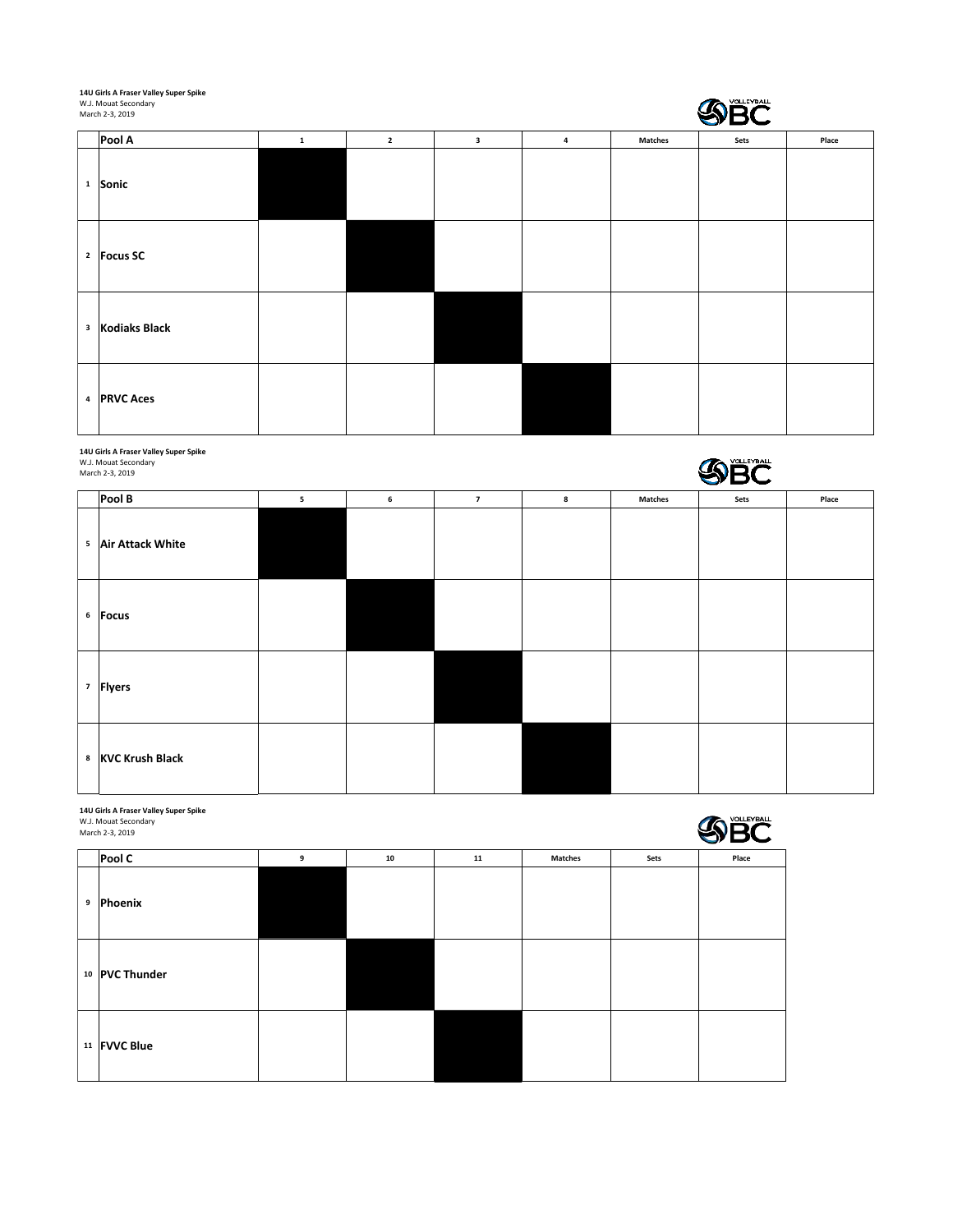**14U Girls A Fraser Valley Super Spike**
W.J. Mouat Secondary
March 2-3, 2019

| | Pool A | 1 | 2 | 3 | 4 | Matches | Sets | Place |
|---|---|---|---|---|---|---|---|---|
| 1 | **Sonic** | | | | | | | |
| 2 | **Focus SC** | | | | | | | |
| 3 | **Kodiaks Black** | | | | | | | |
| 4 | **PRVC Aces** | | | | | | | |

**14U Girls A Fraser Valley Super Spike**
W.J. Mouat Secondary
March 2-3, 2019

| | Pool B | 5 | 6 | 7 | 8 | Matches | Sets | Place |
|---|---|---|---|---|---|---|---|---|
| 5 | **Air Attack White** | | | | | | | |
| 6 | **Focus** | | | | | | | |
| 7 | **Flyers** | | | | | | | |
| 8 | **KVC Krush Black** | | | | | | | |

**14U Girls A Fraser Valley Super Spike**
W.J. Mouat Secondary
March 2-3, 2019

| | Pool C | 9 | 10 | 11 | Matches | Sets | Place |
|---|---|---|---|---|---|---|---|
| 9 | **Phoenix** | | | | | | |
| 10 | **PVC Thunder** | | | | | | |
| 11 | **FVVC Blue** | | | | | | |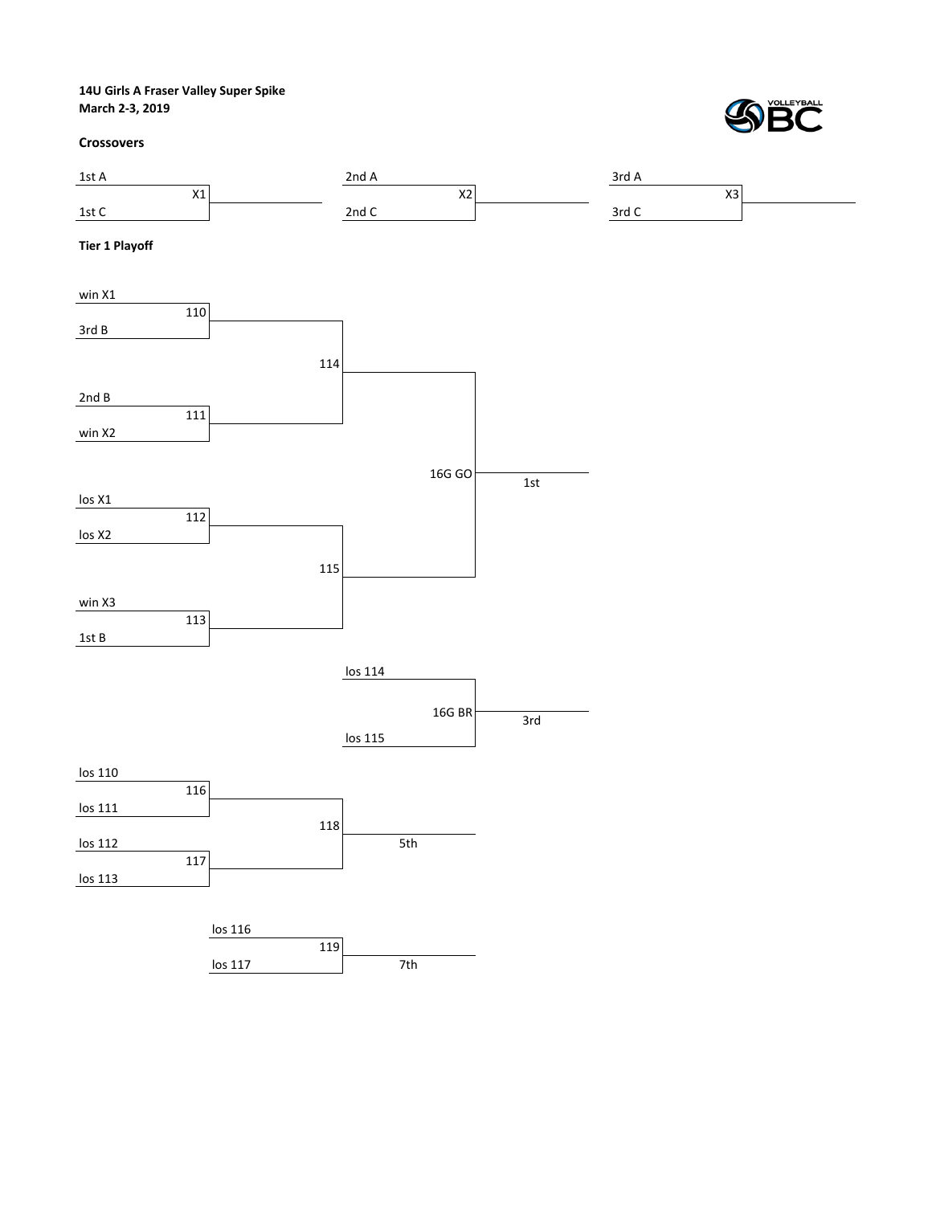**14U Girls A Fraser Valley Super Spike**
**March 2-3, 2019**

**Crossovers**

| Match | Team 1 | Team 2 |
|---|---|---|
| X1 | 1st A | 1st C |
| X2 | 2nd A | 2nd C |
| X3 | 3rd A | 3rd C |

**Tier 1 Playoff**

| Match | Team 1 | Team 2 | Result |
|---|---|---|---|
| 110 | win X1 | 3rd B | |
| 111 | 2nd B | win X2 | |
| 112 | los X1 | los X2 | |
| 113 | win X3 | 1st B | |
| 114 | win 110 | win 111 | |
| 115 | win 112 | win 113 | |
| 16G GO | win 114 | win 115 | 1st |
| 16G BR | los 114 | los 115 | 3rd |
| 116 | los 110 | los 111 | |
| 117 | los 112 | los 113 | |
| 118 | win 116 | win 117 | 5th |
| 119 | los 116 | los 117 | 7th |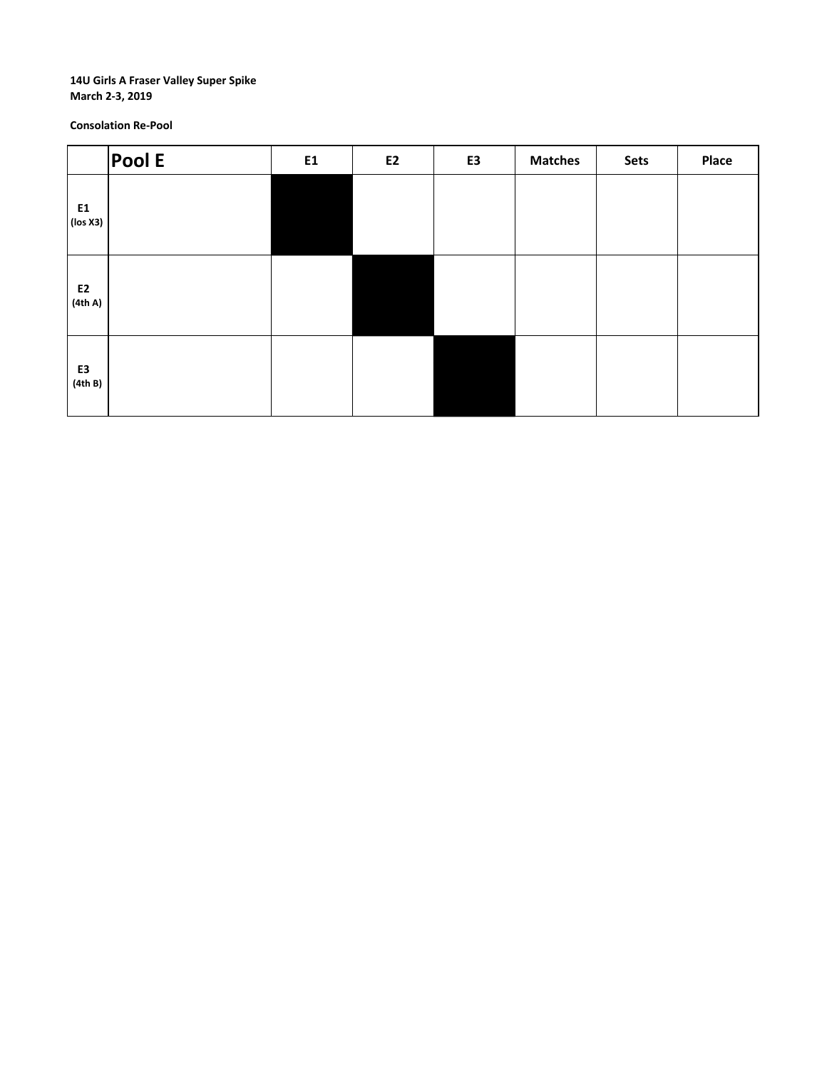**14U Girls A Fraser Valley Super Spike**
**March 2-3, 2019**

**Consolation Re-Pool**

| | Pool E | E1 | E2 | E3 | Matches | Sets | Place |
|---|---|---|---|---|---|---|---|
| E1 (los X3) | | | | | | | |
| E2 (4th A) | | | | | | | |
| E3 (4th B) | | | | | | | |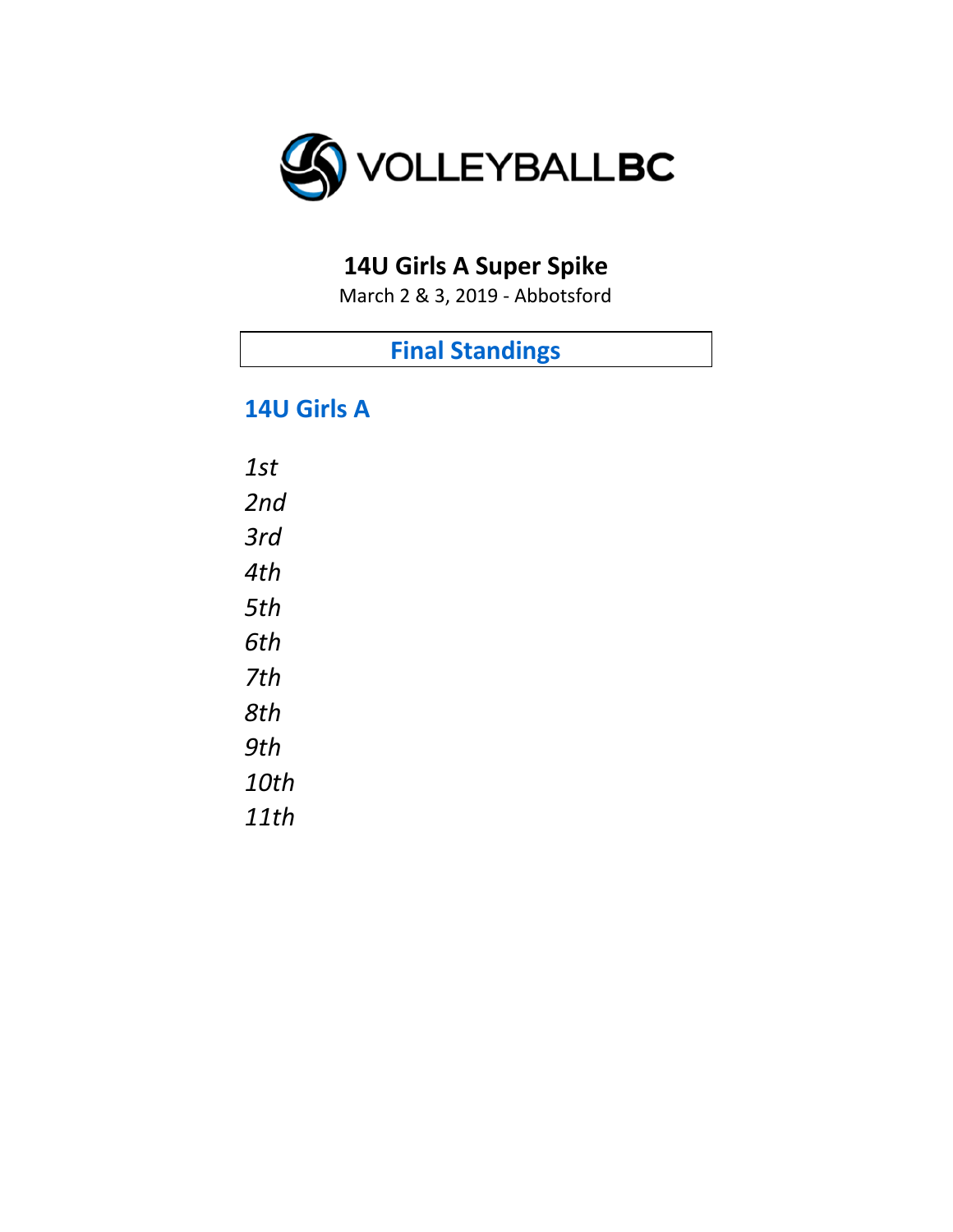VOLLEYBALLBC

## 14U Girls A Super Spike

March 2 & 3, 2019 - Abbotsford

## Final Standings

### 14U Girls A

*1st*
*2nd*
*3rd*
*4th*
*5th*
*6th*
*7th*
*8th*
*9th*
*10th*
*11th*